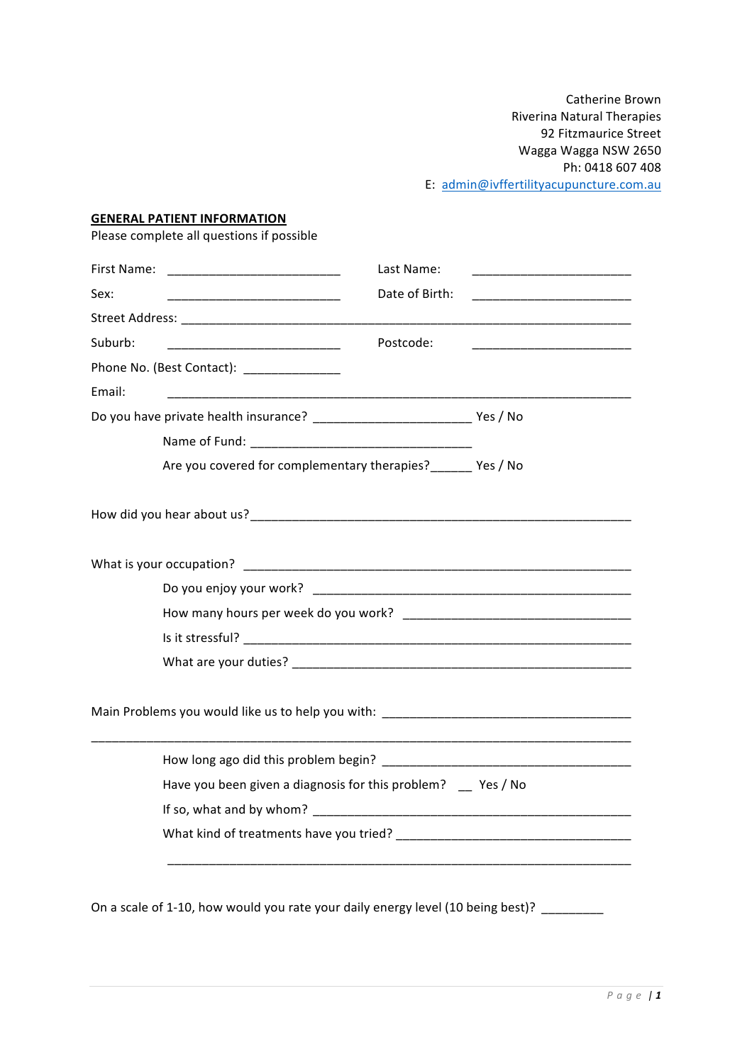Catherine Brown
Riverina Natural Therapies
92 Fitzmaurice Street
Wagga Wagga NSW 2650
Ph: 0418 607 408
E: admin@ivffertilityacupuncture.com.au

## GENERAL PATIENT INFORMATION

Please complete all questions if possible

First Name: ________________________ Last Name: ______________________

Sex: ________________________ Date of Birth: ______________________

Street Address: ______________________________________________________________

Suburb: ________________________ Postcode: ______________________

Phone No. (Best Contact): _____________

Email: ______________________________________________________________

Do you have private health insurance? ______________________ Yes / No

Name of Fund: ______________________________

Are you covered for complementary therapies?______ Yes / No

How did you hear about us?____________________________________________________

What is your occupation? ______________________________________________________

Do you enjoy your work? _____________________________________________

How many hours per week do you work? ______________________________

Is it stressful? ______________________________________________________

What are your duties? _______________________________________________

Main Problems you would like us to help you with: __________________________________

______________________________________________________________________________

How long ago did this problem begin? ___________________________________

Have you been given a diagnosis for this problem? __ Yes / No

If so, what and by whom? ______________________________________________

What kind of treatments have you tried? _________________________________

______________________________________________________________

On a scale of 1-10, how would you rate your daily energy level (10 being best)? ________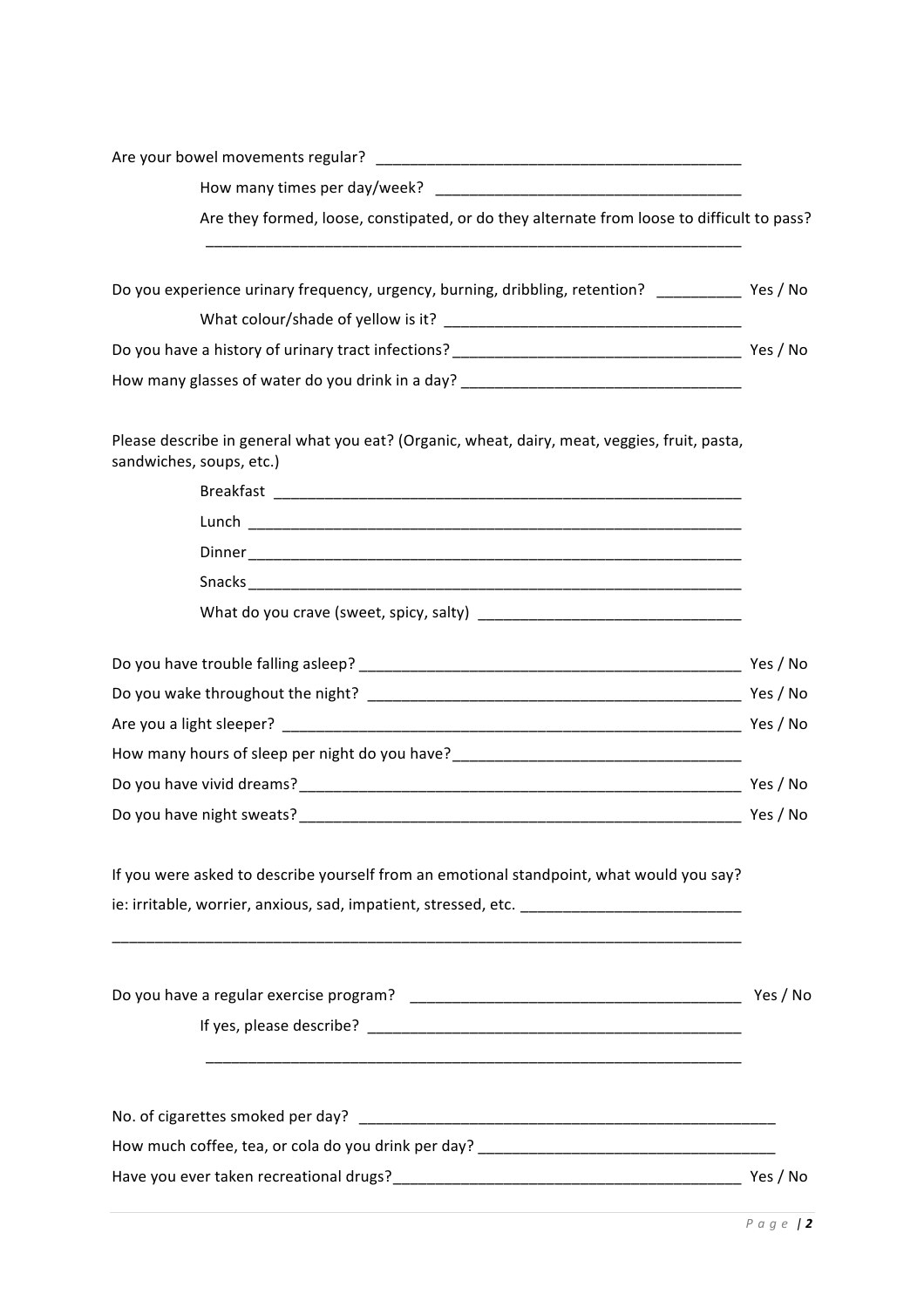Are your bowel movements regular? ____________________________________________

How many times per day/week? ____________________________________

Are they formed, loose, constipated, or do they alternate from loose to difficult to pass?

_________________________________________________________________

Do you experience urinary frequency, urgency, burning, dribbling, retention? __________ Yes / No

What colour/shade of yellow is it? ___________________________________

Do you have a history of urinary tract infections? __________________________________ Yes / No

How many glasses of water do you drink in a day? __________________________________

Please describe in general what you eat? (Organic, wheat, dairy, meat, veggies, fruit, pasta, sandwiches, soups, etc.)

Breakfast _________________________________________________________

Lunch ____________________________________________________________

Dinner ____________________________________________________________

Snacks ____________________________________________________________

What do you crave (sweet, spicy, salty) _______________________________

Do you have trouble falling asleep? ______________________________________________ Yes / No

Do you wake throughout the night? _____________________________________________ Yes / No

Are you a light sleeper? ________________________________________________________ Yes / No

How many hours of sleep per night do you have? __________________________________

Do you have vivid dreams? ______________________________________________________ Yes / No

Do you have night sweats? ______________________________________________________ Yes / No

If you were asked to describe yourself from an emotional standpoint, what would you say?

ie: irritable, worrier, anxious, sad, impatient, stressed, etc. __________________________

_____________________________________________________________________________

Do you have a regular exercise program? _______________________________________ Yes / No

If yes, please describe? ______________________________________________

_________________________________________________________________

No. of cigarettes smoked per day? ___________________________________________________

How much coffee, tea, or cola do you drink per day? ___________________________________

Have you ever taken recreational drugs? _________________________________________ Yes / No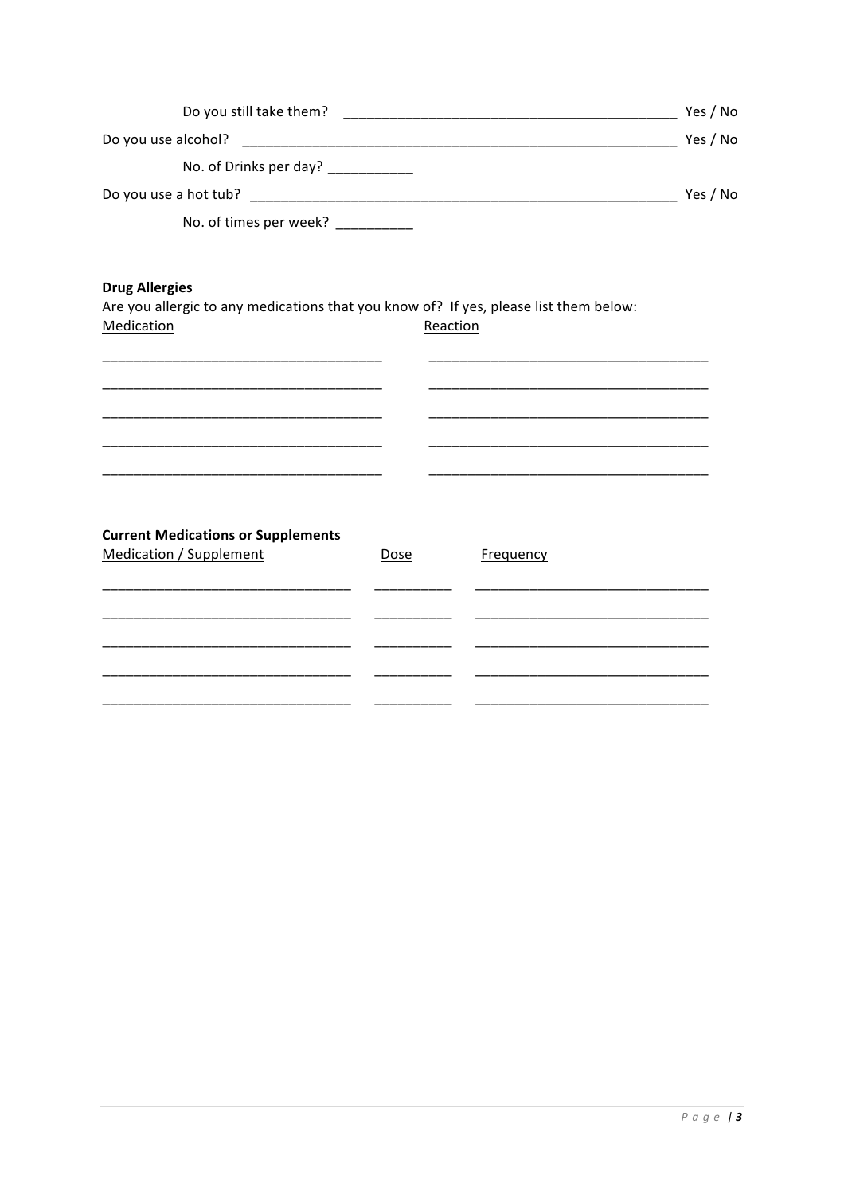Do you still take them? ________________________________________ Yes / No

Do you use alcohol? ________________________________________ Yes / No

No. of Drinks per day? ___________

Do you use a hot tub? ________________________________________ Yes / No

No. of times per week? __________

**Drug Allergies**

Are you allergic to any medications that you know of? If yes, please list them below:

| Medication | Reaction |
| --- | --- |
| | |
| | |
| | |
| | |
| | |

**Current Medications or Supplements**

| Medication / Supplement | Dose | Frequency |
| --- | --- | --- |
| | | |
| | | |
| | | |
| | | |
| | | |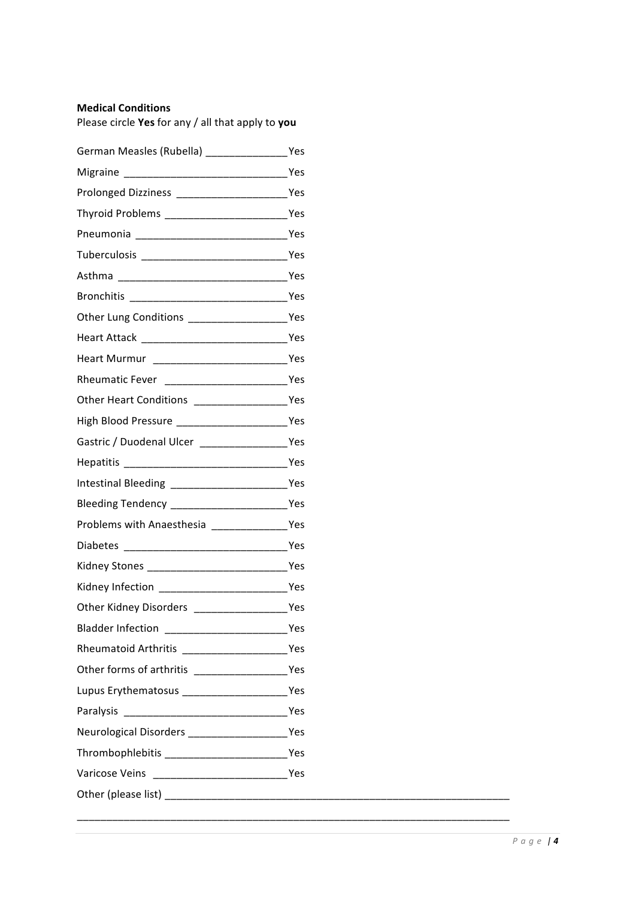**Medical Conditions**

Please circle **Yes** for any / all that apply to **you**

German Measles (Rubella) ______________ Yes

Migraine ____________________________ Yes

Prolonged Dizziness ___________________ Yes

Thyroid Problems _____________________ Yes

Pneumonia __________________________ Yes

Tuberculosis _________________________ Yes

Asthma _____________________________ Yes

Bronchitis ___________________________ Yes

Other Lung Conditions _________________ Yes

Heart Attack _________________________ Yes

Heart Murmur _______________________ Yes

Rheumatic Fever _____________________ Yes

Other Heart Conditions ________________ Yes

High Blood Pressure ___________________ Yes

Gastric / Duodenal Ulcer _______________ Yes

Hepatitis ____________________________ Yes

Intestinal Bleeding ____________________ Yes

Bleeding Tendency ____________________ Yes

Problems with Anaesthesia _____________ Yes

Diabetes ____________________________ Yes

Kidney Stones ________________________ Yes

Kidney Infection ______________________ Yes

Other Kidney Disorders ________________ Yes

Bladder Infection _____________________ Yes

Rheumatoid Arthritis __________________ Yes

Other forms of arthritis ________________ Yes

Lupus Erythematosus __________________ Yes

Paralysis ____________________________ Yes

Neurological Disorders _________________ Yes

Thrombophlebitis _____________________ Yes

Varicose Veins _______________________ Yes

Other (please list) _______________________________________________________________

_____________________________________________________________________________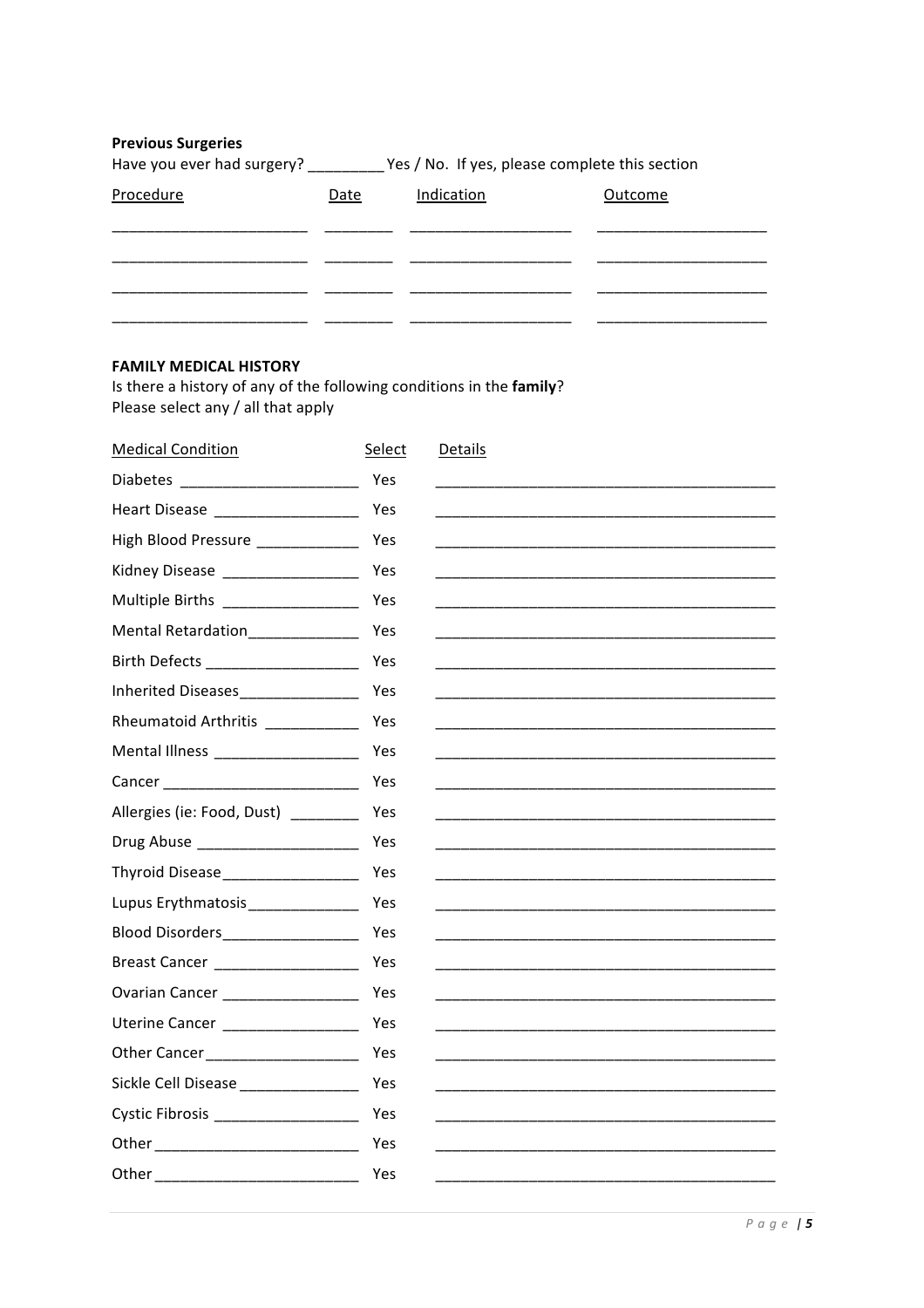**Previous Surgeries**

Have you ever had surgery? _________ Yes / No. If yes, please complete this section

| Procedure | Date | Indication | Outcome |
|---|---|---|---|
| | | | |
| | | | |
| | | | |
| | | | |

**FAMILY MEDICAL HISTORY**

Is there a history of any of the following conditions in the **family**?
Please select any / all that apply

| Medical Condition | Select | Details |
|---|---|---|
| Diabetes ______________________ | Yes | |
| Heart Disease _________________ | Yes | |
| High Blood Pressure ____________ | Yes | |
| Kidney Disease ________________ | Yes | |
| Multiple Births ________________ | Yes | |
| Mental Retardation_____________ | Yes | |
| Birth Defects __________________ | Yes | |
| Inherited Diseases______________ | Yes | |
| Rheumatoid Arthritis ___________ | Yes | |
| Mental Illness _________________ | Yes | |
| Cancer _______________________ | Yes | |
| Allergies (ie: Food, Dust) ________ | Yes | |
| Drug Abuse ___________________ | Yes | |
| Thyroid Disease________________ | Yes | |
| Lupus Erythmatosis_____________ | Yes | |
| Blood Disorders________________ | Yes | |
| Breast Cancer _________________ | Yes | |
| Ovarian Cancer ________________ | Yes | |
| Uterine Cancer ________________ | Yes | |
| Other Cancer__________________ | Yes | |
| Sickle Cell Disease ______________ | Yes | |
| Cystic Fibrosis _________________ | Yes | |
| Other ________________________ | Yes | |
| Other ________________________ | Yes | |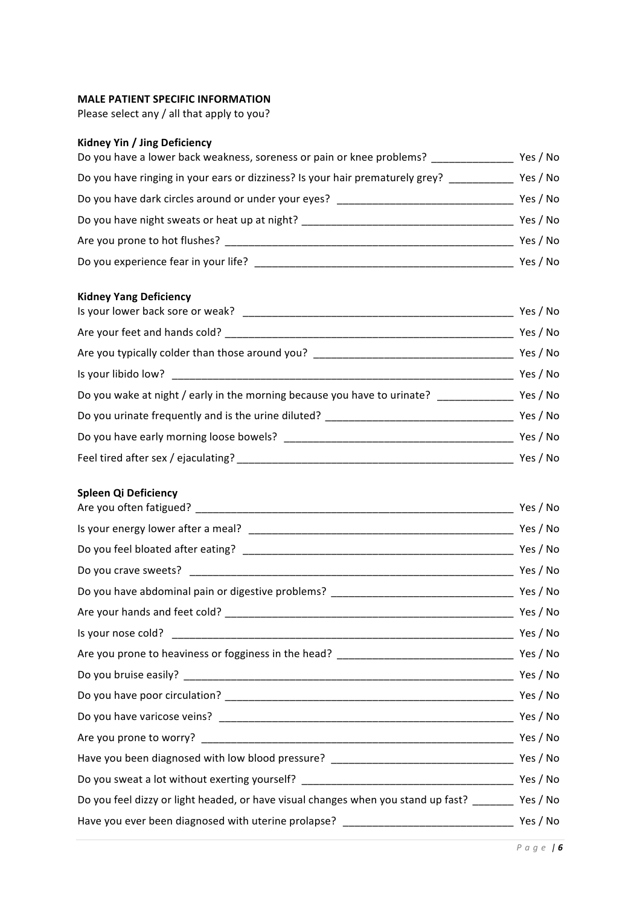**MALE PATIENT SPECIFIC INFORMATION**
Please select any / all that apply to you?

**Kidney Yin / Jing Deficiency**

Do you have a lower back weakness, soreness or pain or knee problems? ______________ Yes / No

Do you have ringing in your ears or dizziness? Is your hair prematurely grey? ___________ Yes / No

Do you have dark circles around or under your eyes? ______________________________ Yes / No

Do you have night sweats or heat up at night? ___________________________________ Yes / No

Are you prone to hot flushes? ________________________________________________ Yes / No

Do you experience fear in your life? ___________________________________________ Yes / No

**Kidney Yang Deficiency**

Is your lower back sore or weak? ______________________________________________ Yes / No

Are your feet and hands cold? ________________________________________________ Yes / No

Are you typically colder than those around you? __________________________________ Yes / No

Is your libido low? __________________________________________________________ Yes / No

Do you wake at night / early in the morning because you have to urinate? _____________ Yes / No

Do you urinate frequently and is the urine diluted? ________________________________ Yes / No

Do you have early morning loose bowels? ______________________________________ Yes / No

Feel tired after sex / ejaculating? ______________________________________________ Yes / No

**Spleen Qi Deficiency**

Are you often fatigued? _______________________________________________________ Yes / No

Is your energy lower after a meal? _____________________________________________ Yes / No

Do you feel bloated after eating? ______________________________________________ Yes / No

Do you crave sweets? ________________________________________________________ Yes / No

Do you have abdominal pain or digestive problems? _______________________________ Yes / No

Are your hands and feet cold? _________________________________________________ Yes / No

Is your nose cold? __________________________________________________________ Yes / No

Are you prone to heaviness or fogginess in the head? ______________________________ Yes / No

Do you bruise easily? ________________________________________________________ Yes / No

Do you have poor circulation? _________________________________________________ Yes / No

Do you have varicose veins? __________________________________________________ Yes / No

Are you prone to worry? ______________________________________________________ Yes / No

Have you been diagnosed with low blood pressure? _______________________________ Yes / No

Do you sweat a lot without exerting yourself? _____________________________________ Yes / No

Do you feel dizzy or light headed, or have visual changes when you stand up fast? _______ Yes / No

Have you ever been diagnosed with uterine prolapse? _____________________________ Yes / No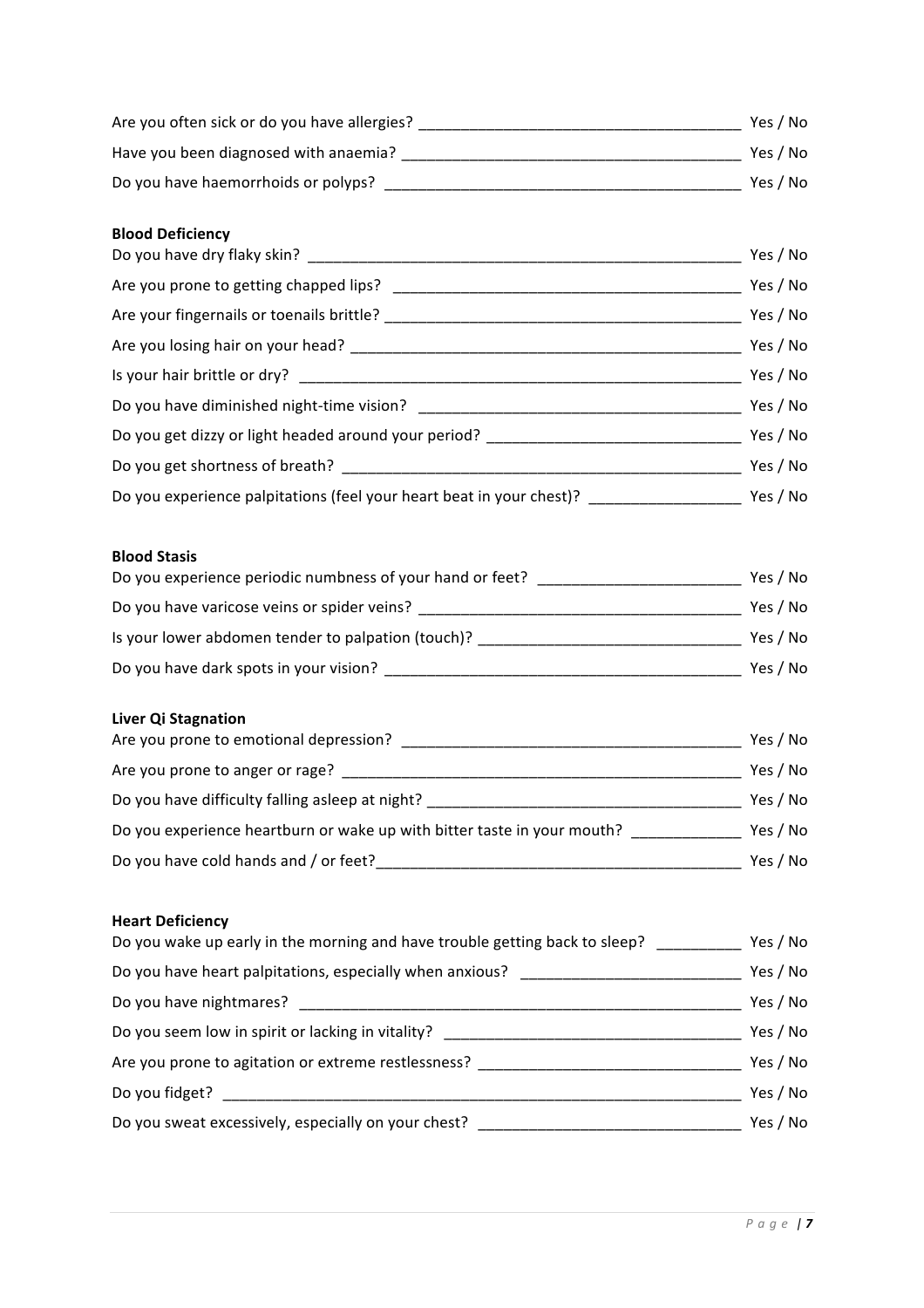Are you often sick or do you have allergies? ____________________________________ Yes / No

Have you been diagnosed with anaemia? ________________________________________ Yes / No

Do you have haemorrhoids or polyps? __________________________________________ Yes / No

**Blood Deficiency**

Do you have dry flaky skin? ____________________________________________________ Yes / No

Are you prone to getting chapped lips? ________________________________________ Yes / No

Are your fingernails or toenails brittle? _________________________________________ Yes / No

Are you losing hair on your head? _____________________________________________ Yes / No

Is your hair brittle or dry? _____________________________________________________ Yes / No

Do you have diminished night-time vision? _____________________________________ Yes / No

Do you get dizzy or light headed around your period? ____________________________ Yes / No

Do you get shortness of breath? ________________________________________________ Yes / No

Do you experience palpitations (feel your heart beat in your chest)? _________________ Yes / No

**Blood Stasis**

Do you experience periodic numbness of your hand or feet? ________________________ Yes / No

Do you have varicose veins or spider veins? _____________________________________ Yes / No

Is your lower abdomen tender to palpation (touch)? ______________________________ Yes / No

Do you have dark spots in your vision? __________________________________________ Yes / No

**Liver Qi Stagnation**

Are you prone to emotional depression? _________________________________________ Yes / No

Are you prone to anger or rage? ________________________________________________ Yes / No

Do you have difficulty falling asleep at night? ____________________________________ Yes / No

Do you experience heartburn or wake up with bitter taste in your mouth? ____________ Yes / No

Do you have cold hands and / or feet?___________________________________________ Yes / No

**Heart Deficiency**

Do you wake up early in the morning and have trouble getting back to sleep? _________ Yes / No

Do you have heart palpitations, especially when anxious? _________________________ Yes / No

Do you have nightmares? ______________________________________________________ Yes / No

Do you seem low in spirit or lacking in vitality? __________________________________ Yes / No

Are you prone to agitation or extreme restlessness? ______________________________ Yes / No

Do you fidget? ________________________________________________________________ Yes / No

Do you sweat excessively, especially on your chest? ______________________________ Yes / No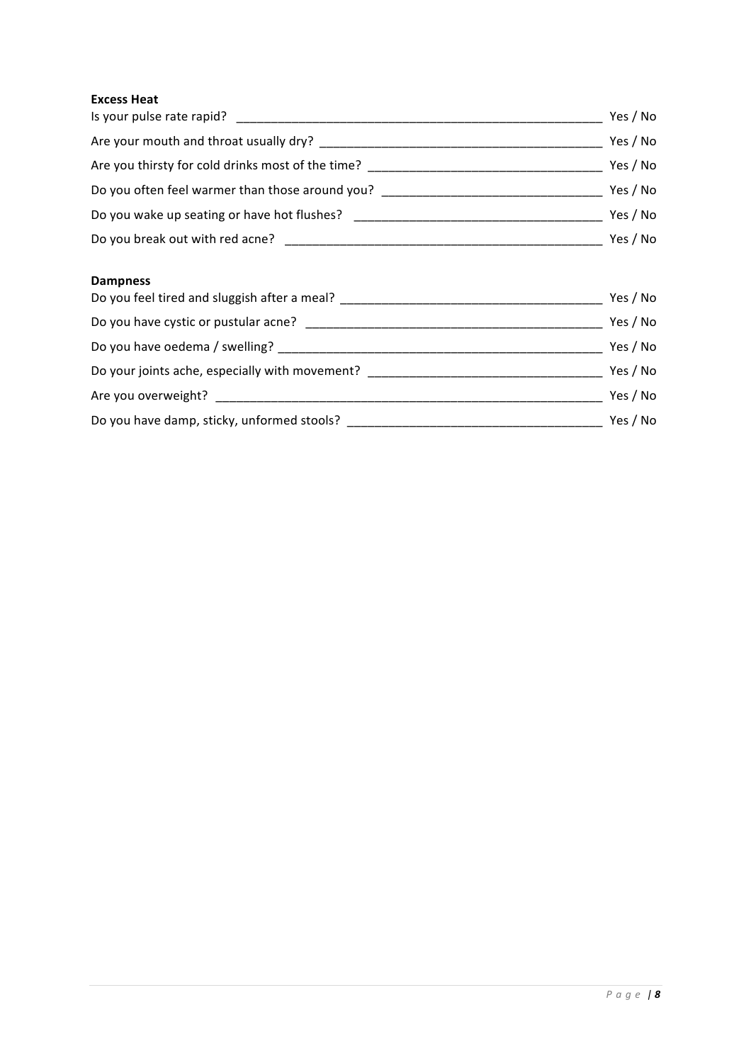**Excess Heat**

Is your pulse rate rapid? ______________________________________________________ Yes / No

Are your mouth and throat usually dry? ________________________________________ Yes / No

Are you thirsty for cold drinks most of the time? _________________________________ Yes / No

Do you often feel warmer than those around you? _______________________________ Yes / No

Do you wake up seating or have hot flushes? ___________________________________ Yes / No

Do you break out with red acne? _____________________________________________ Yes / No

**Dampness**

Do you feel tired and sluggish after a meal? ____________________________________ Yes / No

Do you have cystic or pustular acne? _________________________________________ Yes / No

Do you have oedema / swelling? ______________________________________________ Yes / No

Do your joints ache, especially with movement? _________________________________ Yes / No

Are you overweight? _______________________________________________________ Yes / No

Do you have damp, sticky, unformed stools? ____________________________________ Yes / No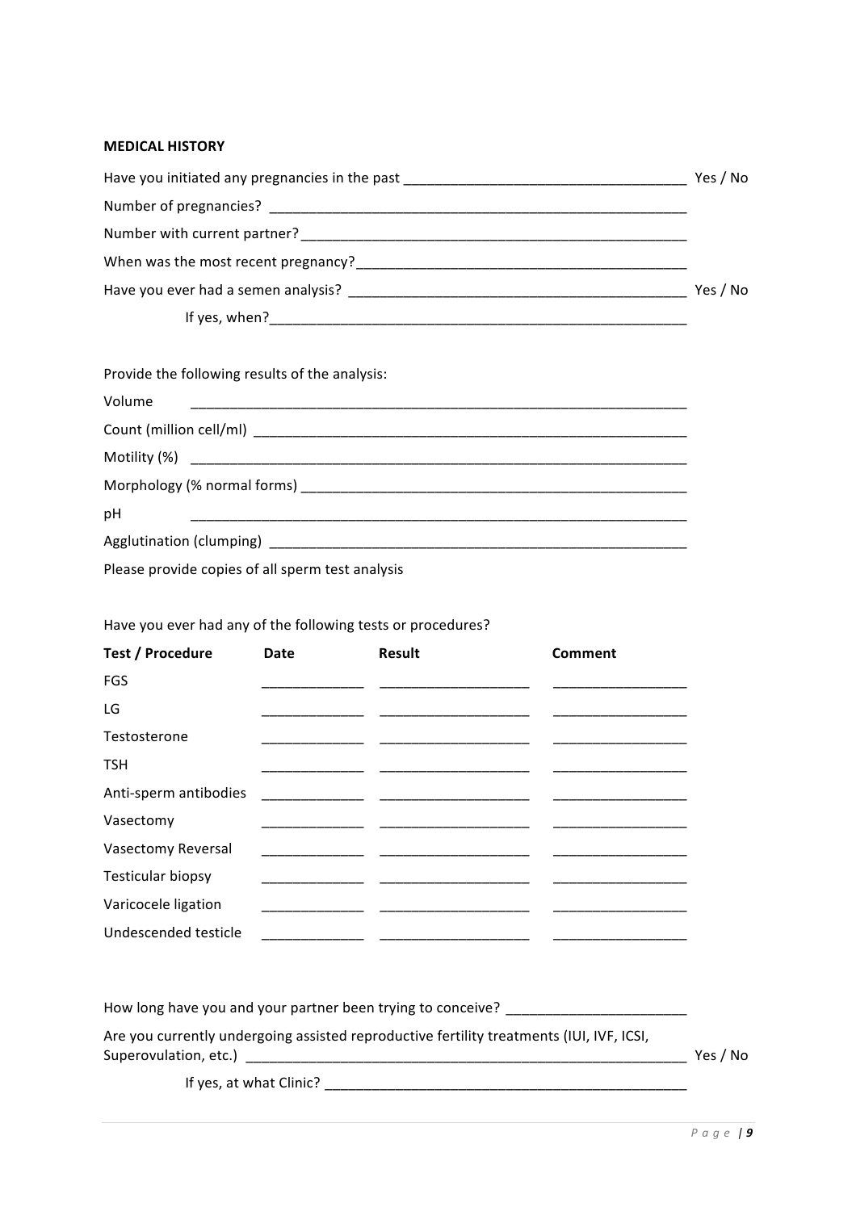**MEDICAL HISTORY**

Have you initiated any pregnancies in the past ____________________________________ Yes / No

Number of pregnancies? ______________________________________________________

Number with current partner? __________________________________________________

When was the most recent pregnancy? ____________________________________________

Have you ever had a semen analysis? ____________________________________________ Yes / No

If yes, when? _____________________________________________________

Provide the following results of the analysis:

Volume ____________________________________________________________________

Count (million cell/ml) ______________________________________________________

Motility (%) ______________________________________________________________

Morphology (% normal forms) ________________________________________________

pH ________________________________________________________________________

Agglutination (clumping) ____________________________________________________

Please provide copies of all sperm test analysis

Have you ever had any of the following tests or procedures?

| Test / Procedure | Date | Result | Comment |
| --- | --- | --- | --- |
| FGS | | | |
| LG | | | |
| Testosterone | | | |
| TSH | | | |
| Anti-sperm antibodies | | | |
| Vasectomy | | | |
| Vasectomy Reversal | | | |
| Testicular biopsy | | | |
| Varicocele ligation | | | |
| Undescended testicle | | | |

How long have you and your partner been trying to conceive? ______________________

Are you currently undergoing assisted reproductive fertility treatments (IUI, IVF, ICSI, Superovulation, etc.) ____________________________________________________ Yes / No

If yes, at what Clinic? ______________________________________________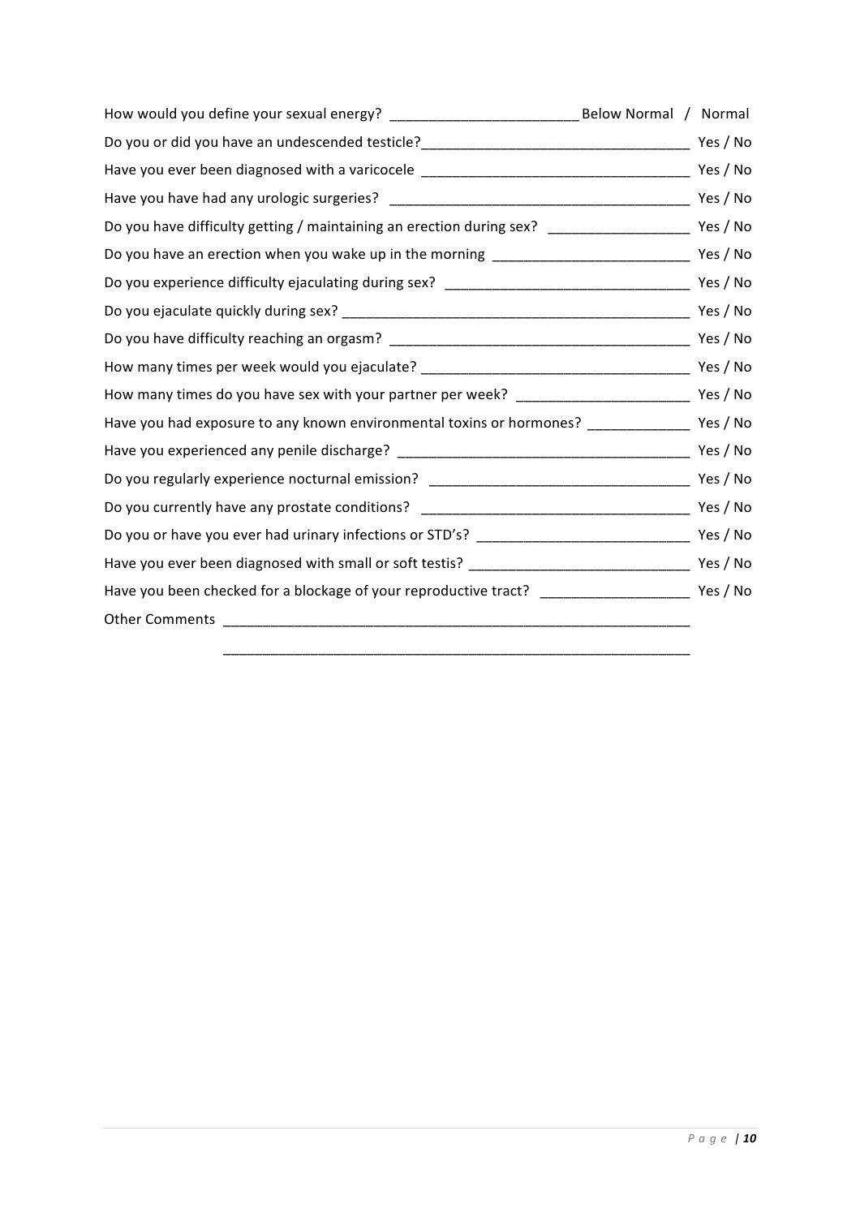How would you define your sexual energy? ________________________ Below Normal / Normal

Do you or did you have an undescended testicle? __________________________________ Yes / No

Have you ever been diagnosed with a varicocele __________________________________ Yes / No

Have you have had any urologic surgeries? ______________________________________ Yes / No

Do you have difficulty getting / maintaining an erection during sex? __________________ Yes / No

Do you have an erection when you wake up in the morning ________________________ Yes / No

Do you experience difficulty ejaculating during sex? _______________________________ Yes / No

Do you ejaculate quickly during sex? _____________________________________________ Yes / No

Do you have difficulty reaching an orgasm? ______________________________________ Yes / No

How many times per week would you ejaculate? __________________________________ Yes / No

How many times do you have sex with your partner per week? _____________________ Yes / No

Have you had exposure to any known environmental toxins or hormones? ____________ Yes / No

Have you experienced any penile discharge? _____________________________________ Yes / No

Do you regularly experience nocturnal emission? _________________________________ Yes / No

Do you currently have any prostate conditions? __________________________________ Yes / No

Do you or have you ever had urinary infections or STD's? ___________________________ Yes / No

Have you ever been diagnosed with small or soft testis? ___________________________ Yes / No

Have you been checked for a blockage of your reproductive tract? __________________ Yes / No

Other Comments ____________________________________________________________

____________________________________________________________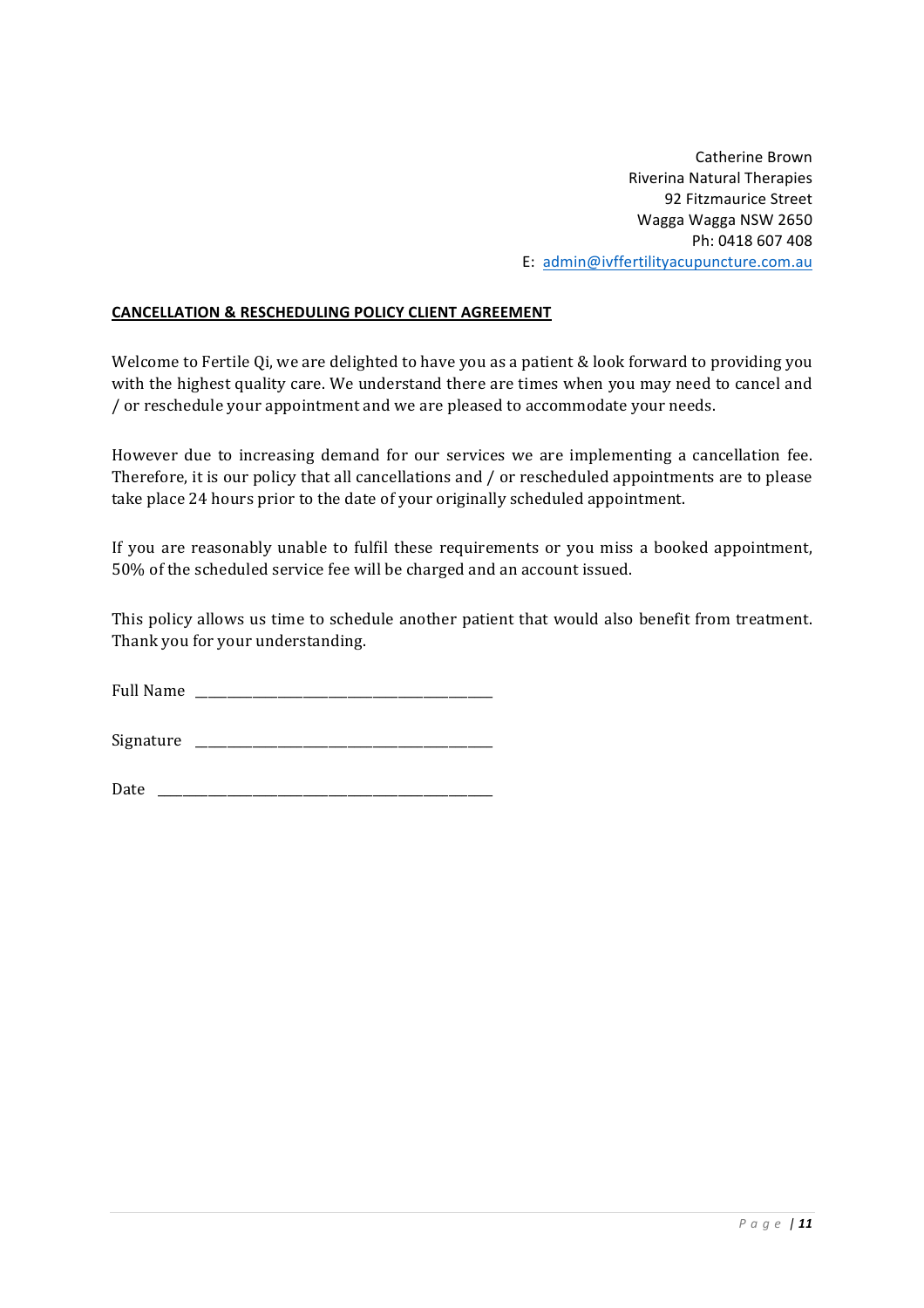Catherine Brown
Riverina Natural Therapies
92 Fitzmaurice Street
Wagga Wagga NSW 2650
Ph: 0418 607 408
E: admin@ivffertilityacupuncture.com.au

**CANCELLATION & RESCHEDULING POLICY CLIENT AGREEMENT**

Welcome to Fertile Qi, we are delighted to have you as a patient & look forward to providing you with the highest quality care. We understand there are times when you may need to cancel and / or reschedule your appointment and we are pleased to accommodate your needs.

However due to increasing demand for our services we are implementing a cancellation fee. Therefore, it is our policy that all cancellations and / or rescheduled appointments are to please take place 24 hours prior to the date of your originally scheduled appointment.

If you are reasonably unable to fulfil these requirements or you miss a booked appointment, 50% of the scheduled service fee will be charged and an account issued.

This policy allows us time to schedule another patient that would also benefit from treatment. Thank you for your understanding.

Full Name ________________________________________

Signature ________________________________________

Date ____________________________________________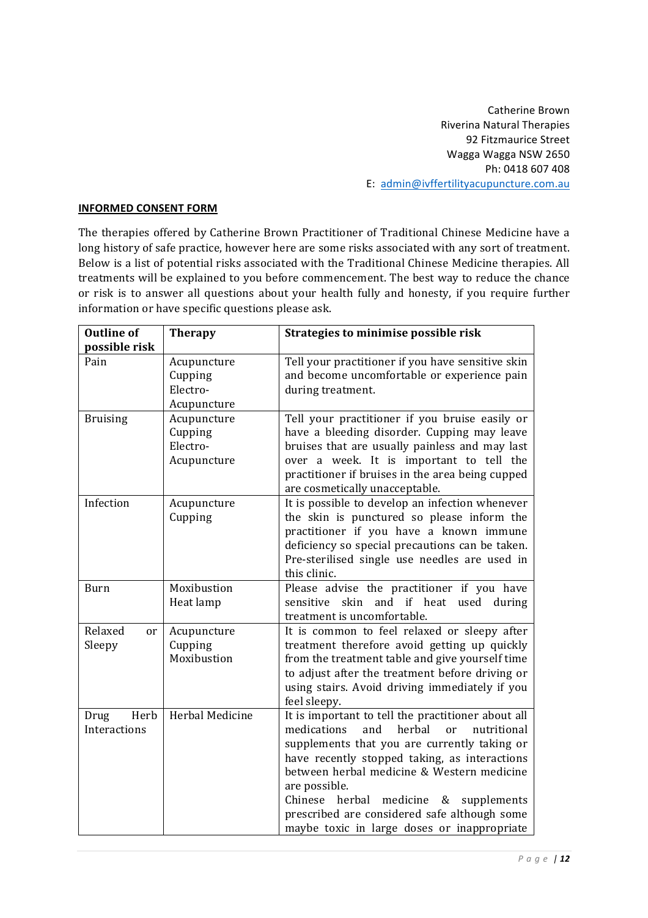Catherine Brown
Riverina Natural Therapies
92 Fitzmaurice Street
Wagga Wagga NSW 2650
Ph: 0418 607 408
E: admin@ivffertilityacupuncture.com.au

**INFORMED CONSENT FORM**

The therapies offered by Catherine Brown Practitioner of Traditional Chinese Medicine have a long history of safe practice, however here are some risks associated with any sort of treatment. Below is a list of potential risks associated with the Traditional Chinese Medicine therapies. All treatments will be explained to you before commencement. The best way to reduce the chance or risk is to answer all questions about your health fully and honesty, if you require further information or have specific questions please ask.

| Outline of possible risk | Therapy | Strategies to minimise possible risk |
|---|---|---|
| Pain | Acupuncture<br>Cupping<br>Electro-Acupuncture | Tell your practitioner if you have sensitive skin and become uncomfortable or experience pain during treatment. |
| Bruising | Acupuncture<br>Cupping<br>Electro-Acupuncture | Tell your practitioner if you bruise easily or have a bleeding disorder. Cupping may leave bruises that are usually painless and may last over a week. It is important to tell the practitioner if bruises in the area being cupped are cosmetically unacceptable. |
| Infection | Acupuncture<br>Cupping | It is possible to develop an infection whenever the skin is punctured so please inform the practitioner if you have a known immune deficiency so special precautions can be taken. Pre-sterilised single use needles are used in this clinic. |
| Burn | Moxibustion<br>Heat lamp | Please advise the practitioner if you have sensitive skin and if heat used during treatment is uncomfortable. |
| Relaxed or Sleepy | Acupuncture<br>Cupping<br>Moxibustion | It is common to feel relaxed or sleepy after treatment therefore avoid getting up quickly from the treatment table and give yourself time to adjust after the treatment before driving or using stairs. Avoid driving immediately if you feel sleepy. |
| Drug Herb Interactions | Herbal Medicine | It is important to tell the practitioner about all medications and herbal or nutritional supplements that you are currently taking or have recently stopped taking, as interactions between herbal medicine & Western medicine are possible.<br>Chinese herbal medicine & supplements prescribed are considered safe although some maybe toxic in large doses or inappropriate |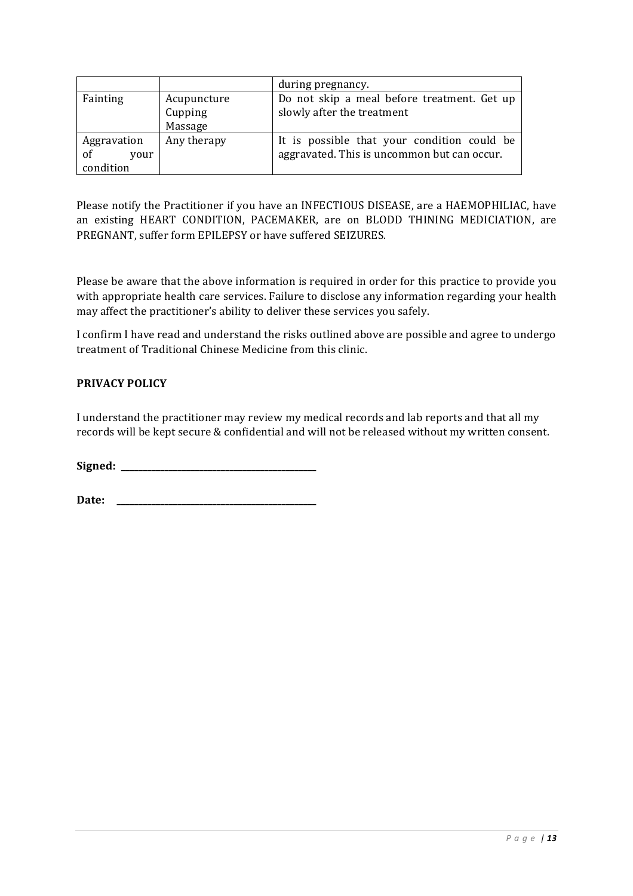| | | |
|---|---|---|
| | | during pregnancy. |
| Fainting | Acupuncture<br>Cupping<br>Massage | Do not skip a meal before treatment. Get up slowly after the treatment |
| Aggravation of your condition | Any therapy | It is possible that your condition could be aggravated. This is uncommon but can occur. |

Please notify the Practitioner if you have an INFECTIOUS DISEASE, are a HAEMOPHILIAC, have an existing HEART CONDITION, PACEMAKER, are on BLODD THINING MEDICIATION, are PREGNANT, suffer form EPILEPSY or have suffered SEIZURES.

Please be aware that the above information is required in order for this practice to provide you with appropriate health care services. Failure to disclose any information regarding your health may affect the practitioner's ability to deliver these services you safely.

I confirm I have read and understand the risks outlined above are possible and agree to undergo treatment of Traditional Chinese Medicine from this clinic.

**PRIVACY POLICY**

I understand the practitioner may review my medical records and lab reports and that all my records will be kept secure & confidential and will not be released without my written consent.

**Signed:** ___________________________________________

**Date:** ___________________________________________